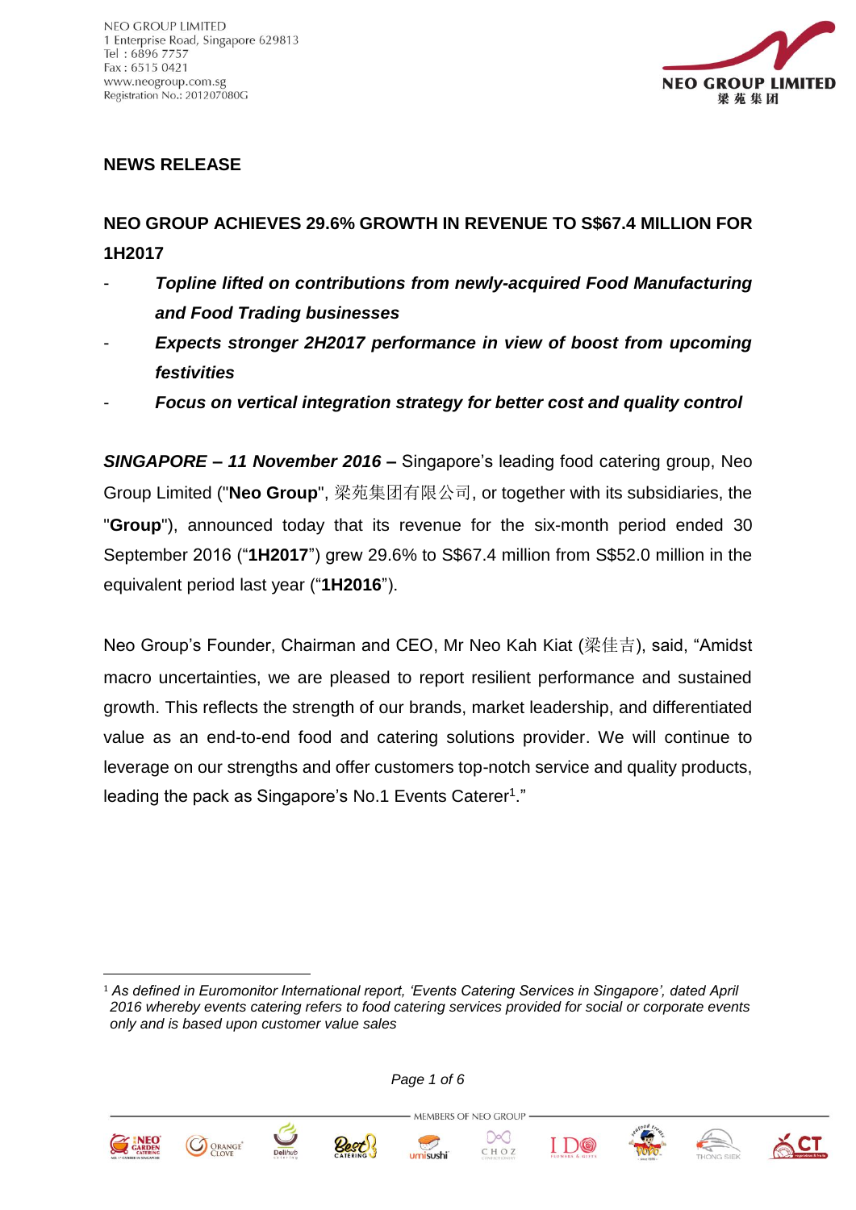NEO GROUP LIMITED
1 Enterprise Road, Singapore 629813
Tel : 6896 7757
Fax : 6515 0421
www.neogroup.com.sg
Registration No.: 201207080G

**NEWS RELEASE**

## NEO GROUP ACHIEVES 29.6% GROWTH IN REVENUE TO S$67.4 MILLION FOR 1H2017

- ***Topline lifted on contributions from newly-acquired Food Manufacturing and Food Trading businesses***
- ***Expects stronger 2H2017 performance in view of boost from upcoming festivities***
- ***Focus on vertical integration strategy for better cost and quality control***

***SINGAPORE – 11 November 2016 –*** Singapore's leading food catering group, Neo Group Limited ("**Neo Group**", 梁苑集团有限公司, or together with its subsidiaries, the "**Group**"), announced today that its revenue for the six-month period ended 30 September 2016 ("**1H2017**") grew 29.6% to S$67.4 million from S$52.0 million in the equivalent period last year ("**1H2016**").

Neo Group's Founder, Chairman and CEO, Mr Neo Kah Kiat (梁佳吉), said, "Amidst macro uncertainties, we are pleased to report resilient performance and sustained growth. This reflects the strength of our brands, market leadership, and differentiated value as an end-to-end food and catering solutions provider. We will continue to leverage on our strengths and offer customers top-notch service and quality products, leading the pack as Singapore's No.1 Events Caterer[1]."

[1] *As defined in Euromonitor International report, 'Events Catering Services in Singapore', dated April 2016 whereby events catering refers to food catering services provided for social or corporate events only and is based upon customer value sales*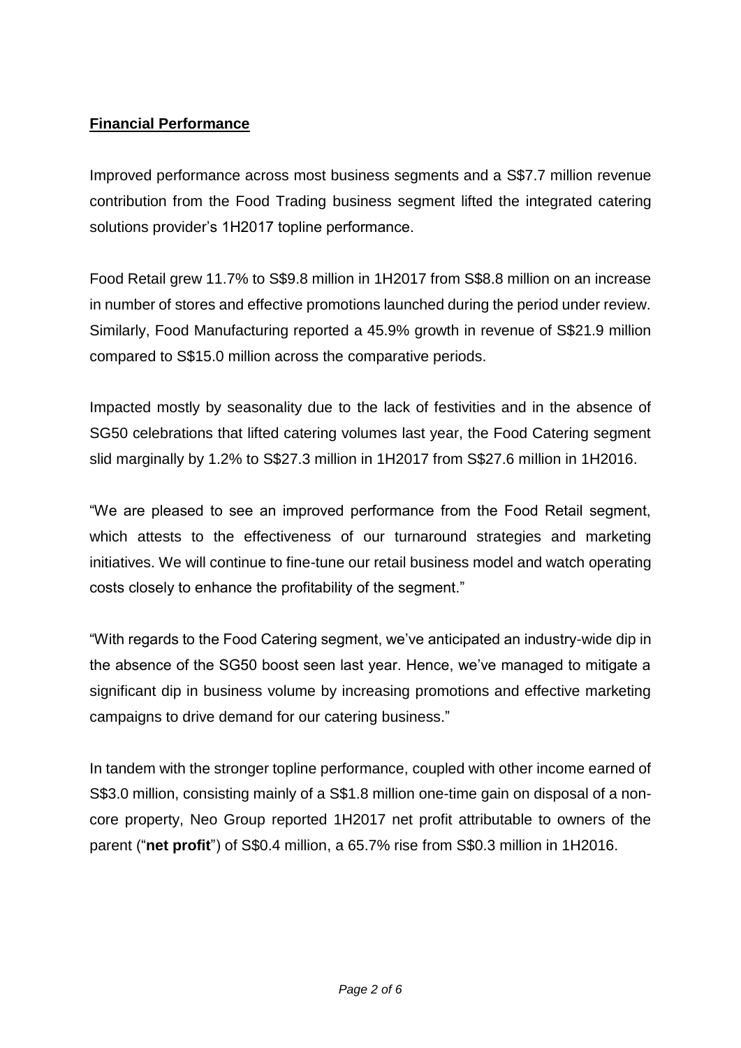## Financial Performance

Improved performance across most business segments and a S$7.7 million revenue contribution from the Food Trading business segment lifted the integrated catering solutions provider's 1H2017 topline performance.

Food Retail grew 11.7% to S$9.8 million in 1H2017 from S$8.8 million on an increase in number of stores and effective promotions launched during the period under review. Similarly, Food Manufacturing reported a 45.9% growth in revenue of S$21.9 million compared to S$15.0 million across the comparative periods.

Impacted mostly by seasonality due to the lack of festivities and in the absence of SG50 celebrations that lifted catering volumes last year, the Food Catering segment slid marginally by 1.2% to S$27.3 million in 1H2017 from S$27.6 million in 1H2016.

"We are pleased to see an improved performance from the Food Retail segment, which attests to the effectiveness of our turnaround strategies and marketing initiatives. We will continue to fine-tune our retail business model and watch operating costs closely to enhance the profitability of the segment."

"With regards to the Food Catering segment, we've anticipated an industry-wide dip in the absence of the SG50 boost seen last year. Hence, we've managed to mitigate a significant dip in business volume by increasing promotions and effective marketing campaigns to drive demand for our catering business."

In tandem with the stronger topline performance, coupled with other income earned of S$3.0 million, consisting mainly of a S$1.8 million one-time gain on disposal of a non-core property, Neo Group reported 1H2017 net profit attributable to owners of the parent ("**net profit**") of S$0.4 million, a 65.7% rise from S$0.3 million in 1H2016.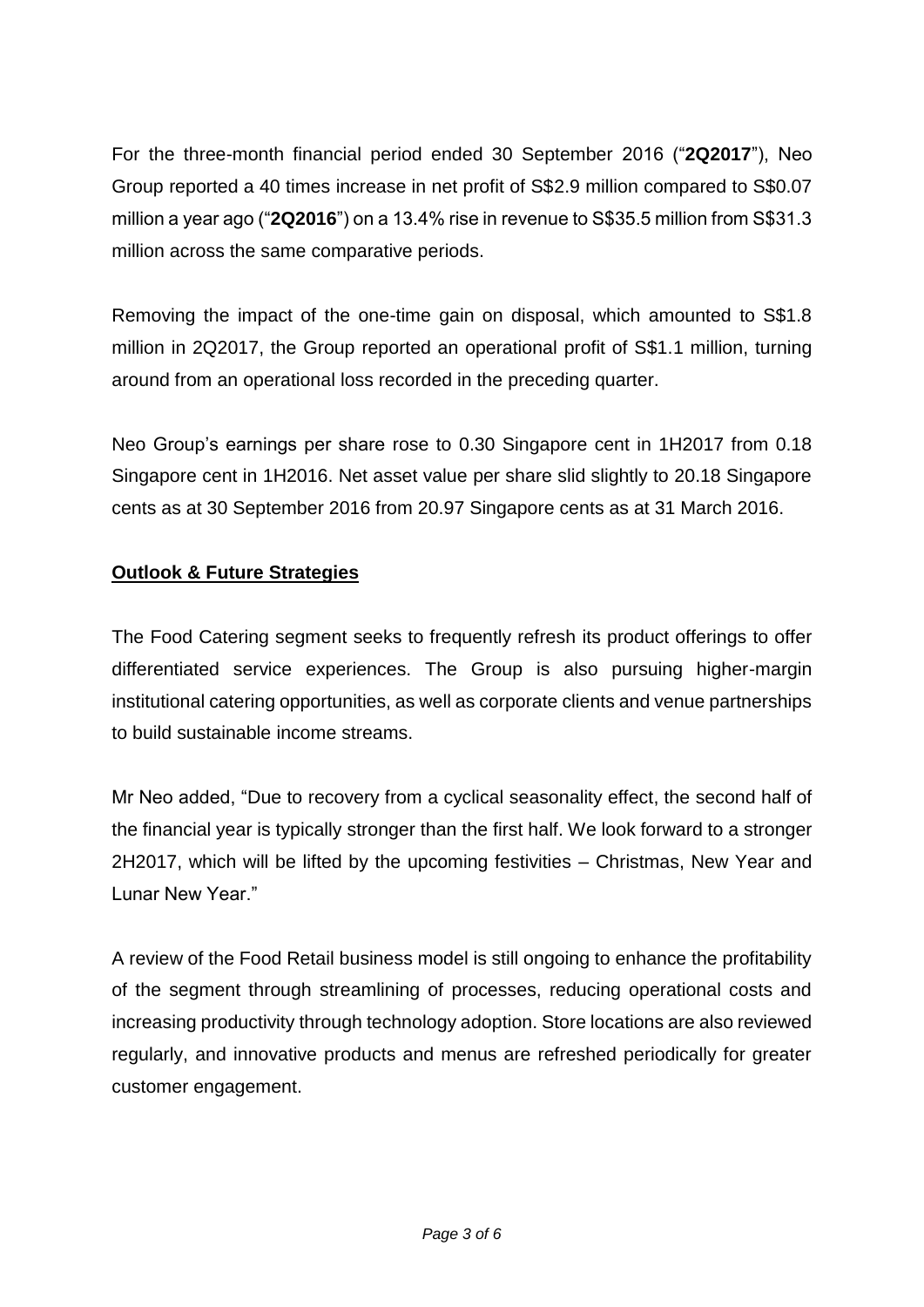For the three-month financial period ended 30 September 2016 ("**2Q2017**"), Neo Group reported a 40 times increase in net profit of S$2.9 million compared to S$0.07 million a year ago ("**2Q2016**") on a 13.4% rise in revenue to S$35.5 million from S$31.3 million across the same comparative periods.

Removing the impact of the one-time gain on disposal, which amounted to S$1.8 million in 2Q2017, the Group reported an operational profit of S$1.1 million, turning around from an operational loss recorded in the preceding quarter.

Neo Group's earnings per share rose to 0.30 Singapore cent in 1H2017 from 0.18 Singapore cent in 1H2016. Net asset value per share slid slightly to 20.18 Singapore cents as at 30 September 2016 from 20.97 Singapore cents as at 31 March 2016.

**Outlook & Future Strategies**

The Food Catering segment seeks to frequently refresh its product offerings to offer differentiated service experiences. The Group is also pursuing higher-margin institutional catering opportunities, as well as corporate clients and venue partnerships to build sustainable income streams.

Mr Neo added, "Due to recovery from a cyclical seasonality effect, the second half of the financial year is typically stronger than the first half. We look forward to a stronger 2H2017, which will be lifted by the upcoming festivities – Christmas, New Year and Lunar New Year."

A review of the Food Retail business model is still ongoing to enhance the profitability of the segment through streamlining of processes, reducing operational costs and increasing productivity through technology adoption. Store locations are also reviewed regularly, and innovative products and menus are refreshed periodically for greater customer engagement.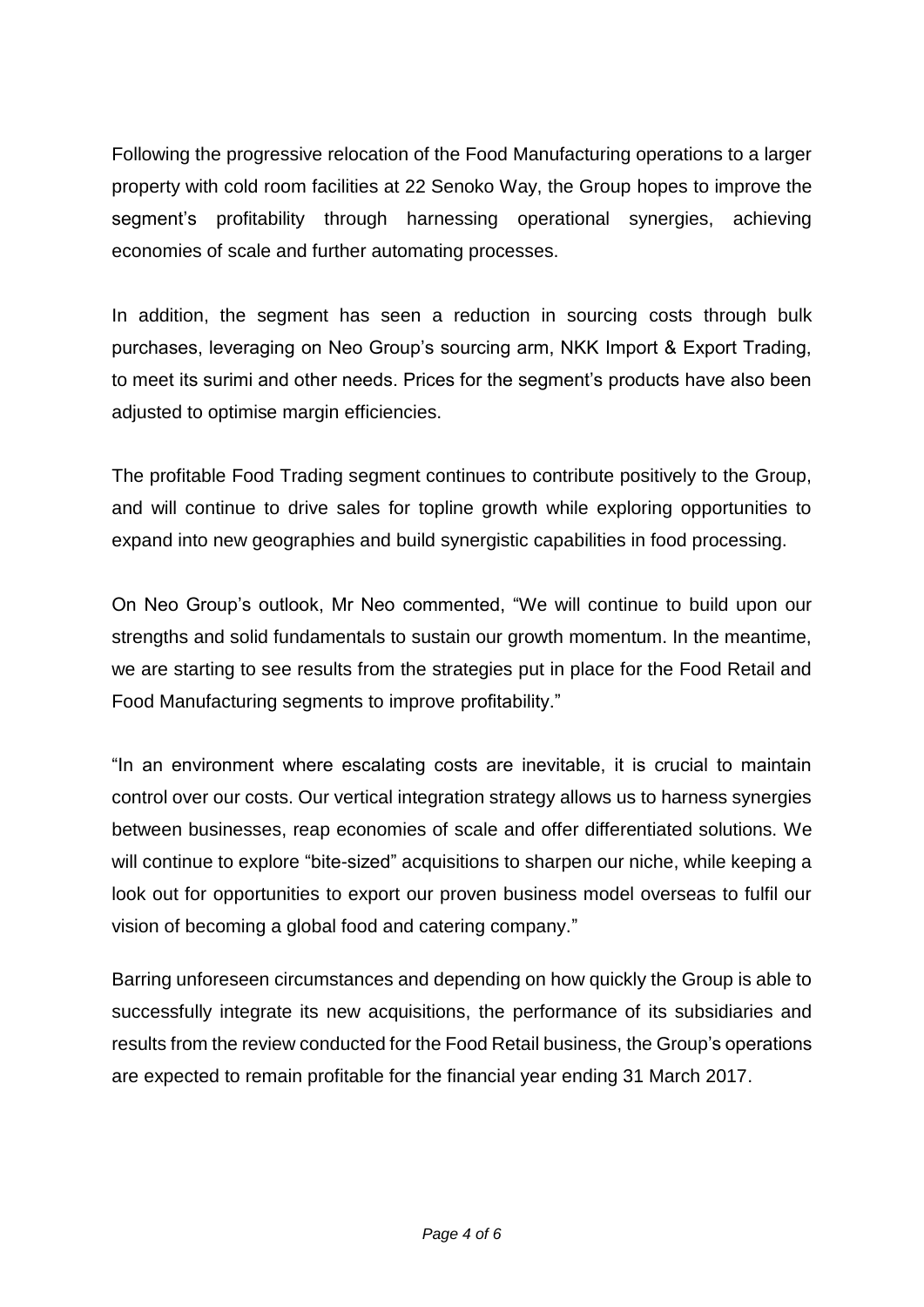Following the progressive relocation of the Food Manufacturing operations to a larger property with cold room facilities at 22 Senoko Way, the Group hopes to improve the segment's profitability through harnessing operational synergies, achieving economies of scale and further automating processes.

In addition, the segment has seen a reduction in sourcing costs through bulk purchases, leveraging on Neo Group's sourcing arm, NKK Import & Export Trading, to meet its surimi and other needs. Prices for the segment's products have also been adjusted to optimise margin efficiencies.

The profitable Food Trading segment continues to contribute positively to the Group, and will continue to drive sales for topline growth while exploring opportunities to expand into new geographies and build synergistic capabilities in food processing.

On Neo Group's outlook, Mr Neo commented, "We will continue to build upon our strengths and solid fundamentals to sustain our growth momentum. In the meantime, we are starting to see results from the strategies put in place for the Food Retail and Food Manufacturing segments to improve profitability."

"In an environment where escalating costs are inevitable, it is crucial to maintain control over our costs. Our vertical integration strategy allows us to harness synergies between businesses, reap economies of scale and offer differentiated solutions. We will continue to explore "bite-sized" acquisitions to sharpen our niche, while keeping a look out for opportunities to export our proven business model overseas to fulfil our vision of becoming a global food and catering company."

Barring unforeseen circumstances and depending on how quickly the Group is able to successfully integrate its new acquisitions, the performance of its subsidiaries and results from the review conducted for the Food Retail business, the Group's operations are expected to remain profitable for the financial year ending 31 March 2017.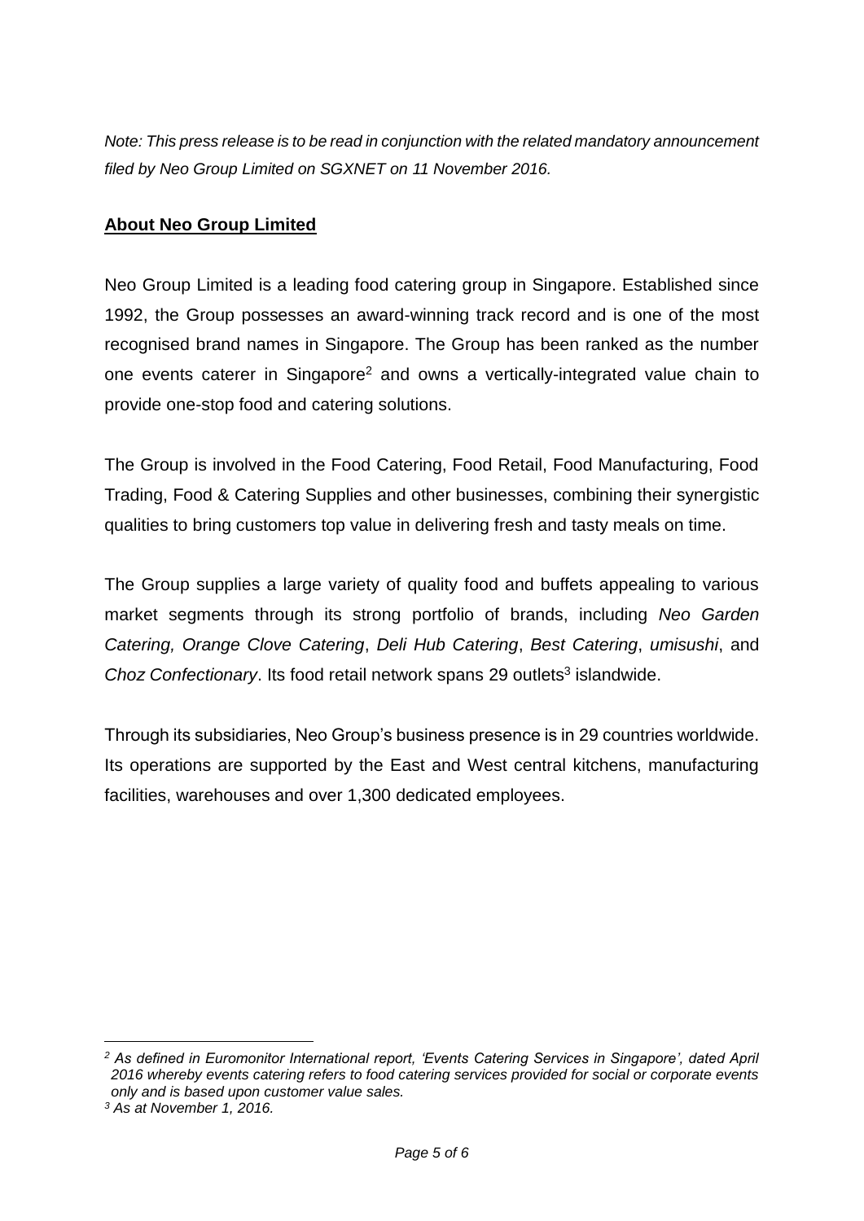*Note: This press release is to be read in conjunction with the related mandatory announcement filed by Neo Group Limited on SGXNET on 11 November 2016.*

## About Neo Group Limited

Neo Group Limited is a leading food catering group in Singapore. Established since 1992, the Group possesses an award-winning track record and is one of the most recognised brand names in Singapore. The Group has been ranked as the number one events caterer in Singapore[2] and owns a vertically-integrated value chain to provide one-stop food and catering solutions.

The Group is involved in the Food Catering, Food Retail, Food Manufacturing, Food Trading, Food & Catering Supplies and other businesses, combining their synergistic qualities to bring customers top value in delivering fresh and tasty meals on time.

The Group supplies a large variety of quality food and buffets appealing to various market segments through its strong portfolio of brands, including *Neo Garden Catering, Orange Clove Catering*, *Deli Hub Catering*, *Best Catering*, *umisushi*, and *Choz Confectionary*. Its food retail network spans 29 outlets[3] islandwide.

Through its subsidiaries, Neo Group's business presence is in 29 countries worldwide. Its operations are supported by the East and West central kitchens, manufacturing facilities, warehouses and over 1,300 dedicated employees.

---

*[2] As defined in Euromonitor International report, 'Events Catering Services in Singapore', dated April 2016 whereby events catering refers to food catering services provided for social or corporate events only and is based upon customer value sales.*

*[3] As at November 1, 2016.*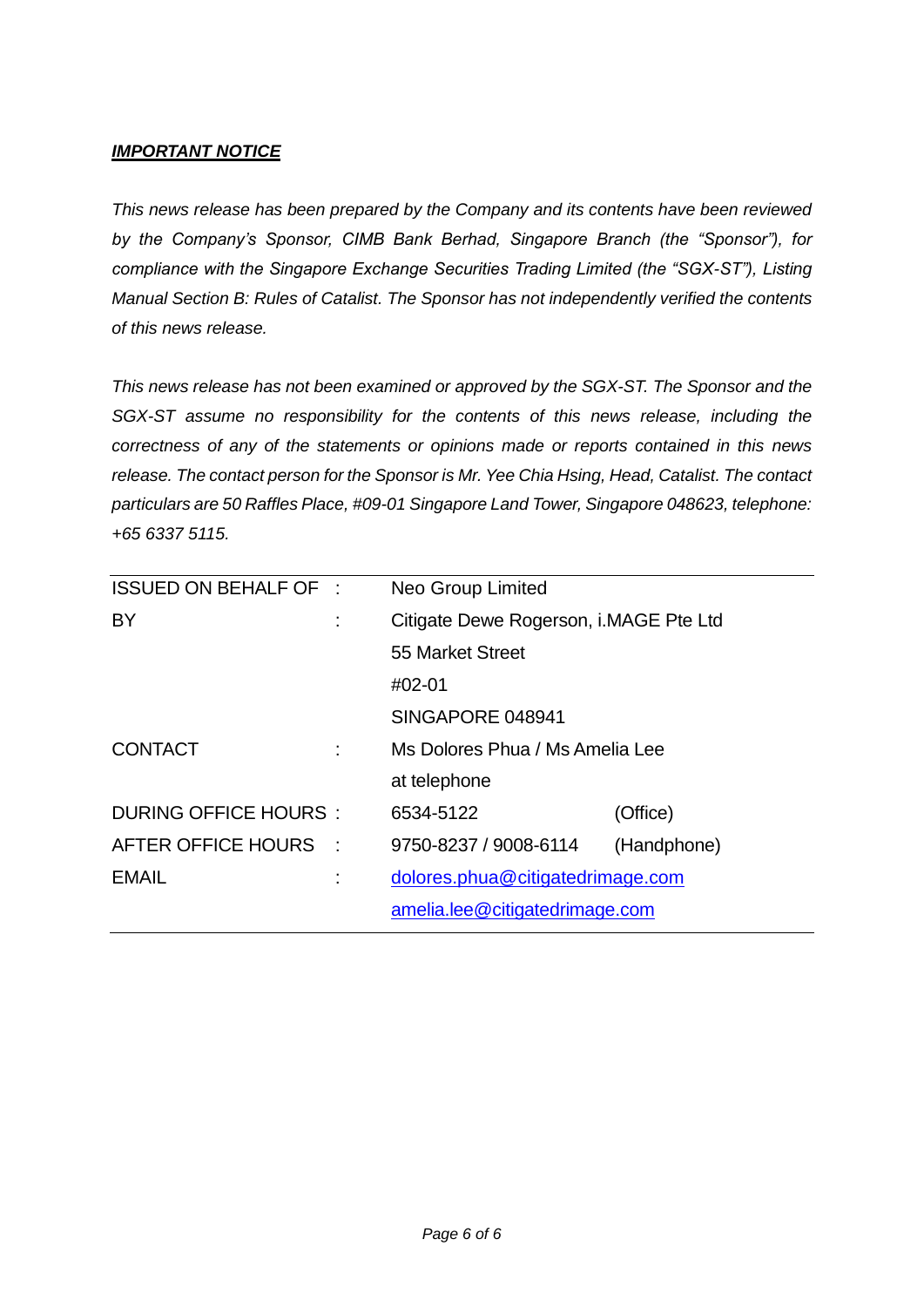***IMPORTANT NOTICE***

*This news release has been prepared by the Company and its contents have been reviewed by the Company's Sponsor, CIMB Bank Berhad, Singapore Branch (the "Sponsor"), for compliance with the Singapore Exchange Securities Trading Limited (the "SGX-ST"), Listing Manual Section B: Rules of Catalist. The Sponsor has not independently verified the contents of this news release.*

*This news release has not been examined or approved by the SGX-ST. The Sponsor and the SGX-ST assume no responsibility for the contents of this news release, including the correctness of any of the statements or opinions made or reports contained in this news release. The contact person for the Sponsor is Mr. Yee Chia Hsing, Head, Catalist. The contact particulars are 50 Raffles Place, #09-01 Singapore Land Tower, Singapore 048623, telephone: +65 6337 5115.*

| | | | |
|---|---|---|---|
| ISSUED ON BEHALF OF | : | Neo Group Limited | |
| BY | : | Citigate Dewe Rogerson, i.MAGE Pte Ltd | |
| | | 55 Market Street | |
| | | #02-01 | |
| | | SINGAPORE 048941 | |
| CONTACT | : | Ms Dolores Phua / Ms Amelia Lee | |
| | | at telephone | |
| DURING OFFICE HOURS | : | 6534-5122 | (Office) |
| AFTER OFFICE HOURS | : | 9750-8237 / 9008-6114 | (Handphone) |
| EMAIL | : | dolores.phua@citigatedrimage.com | |
| | | amelia.lee@citigatedrimage.com | |